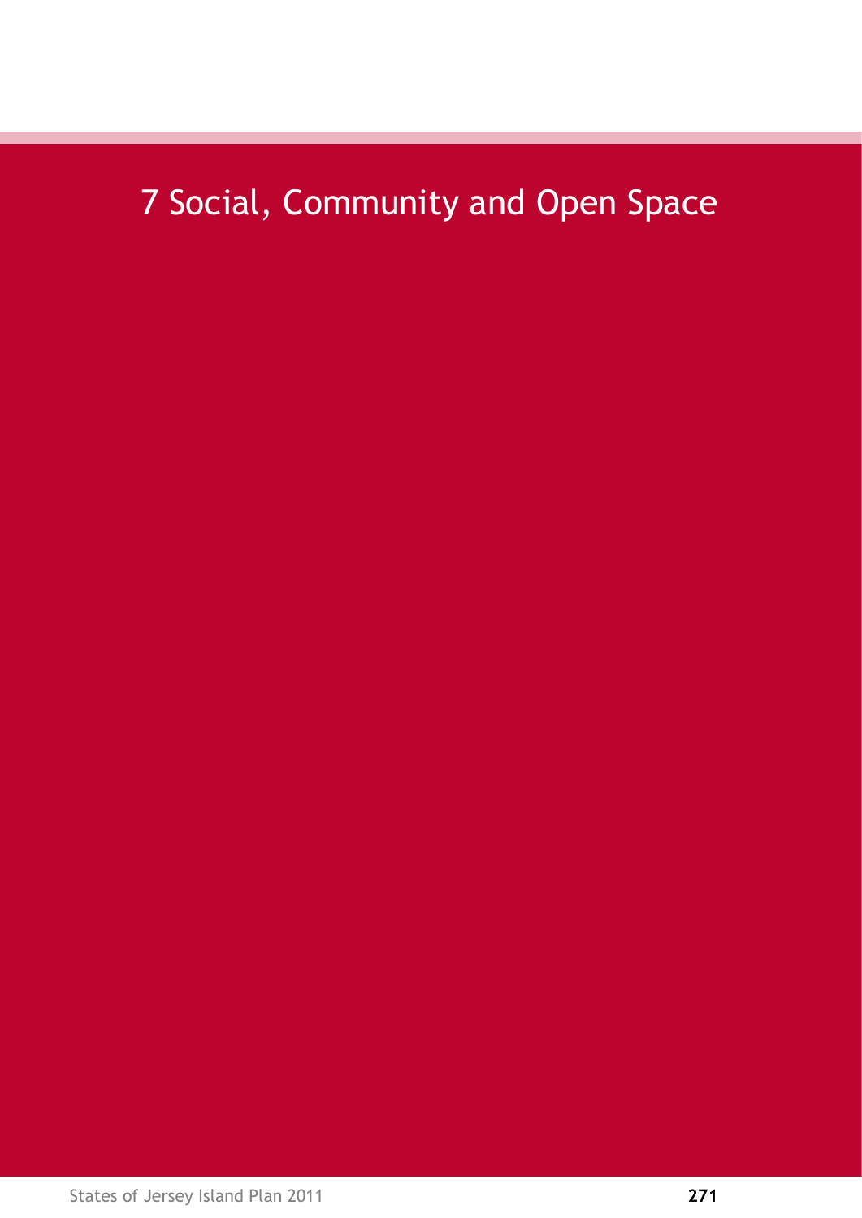# 7 Social, Community and Open Space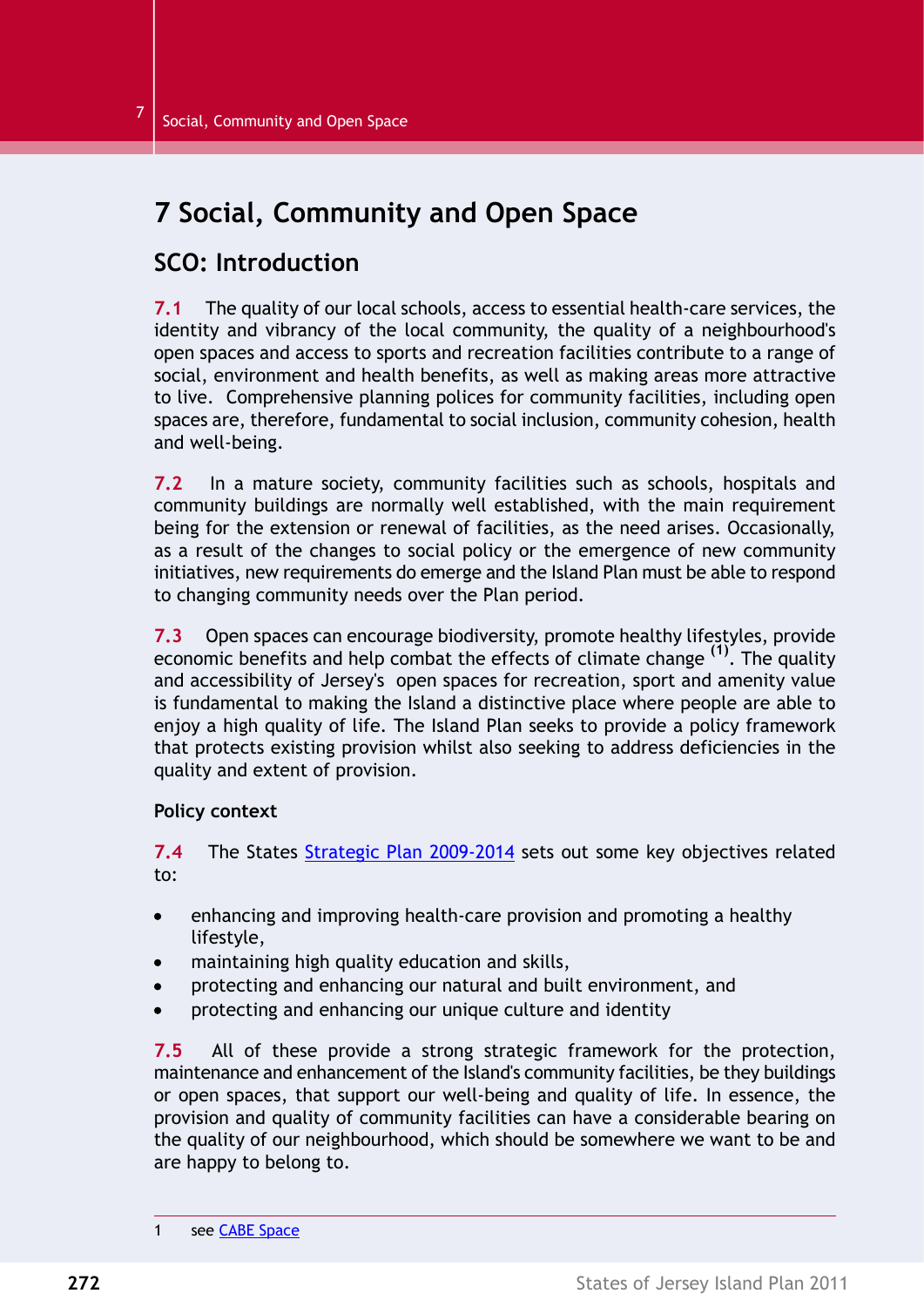# 7 Social, Community and Open Space

## SCO: Introduction

**7.1** The quality of our local schools, access to essential health-care services, the identity and vibrancy of the local community, the quality of a neighbourhood's open spaces and access to sports and recreation facilities contribute to a range of social, environment and health benefits, as well as making areas more attractive to live. Comprehensive planning polices for community facilities, including open spaces are, therefore, fundamental to social inclusion, community cohesion, health and well-being.

**7.2** In a mature society, community facilities such as schools, hospitals and community buildings are normally well established, with the main requirement being for the extension or renewal of facilities, as the need arises. Occasionally, as a result of the changes to social policy or the emergence of new community initiatives, new requirements do emerge and the Island Plan must be able to respond to changing community needs over the Plan period.

**7.3** Open spaces can encourage biodiversity, promote healthy lifestyles, provide economic benefits and help combat the effects of climate change [(1)]. The quality and accessibility of Jersey's open spaces for recreation, sport and amenity value is fundamental to making the Island a distinctive place where people are able to enjoy a high quality of life. The Island Plan seeks to provide a policy framework that protects existing provision whilst also seeking to address deficiencies in the quality and extent of provision.

**Policy context**

**7.4** The States Strategic Plan 2009-2014 sets out some key objectives related to:

- enhancing and improving health-care provision and promoting a healthy lifestyle,
- maintaining high quality education and skills,
- protecting and enhancing our natural and built environment, and
- protecting and enhancing our unique culture and identity

**7.5** All of these provide a strong strategic framework for the protection, maintenance and enhancement of the Island's community facilities, be they buildings or open spaces, that support our well-being and quality of life. In essence, the provision and quality of community facilities can have a considerable bearing on the quality of our neighbourhood, which should be somewhere we want to be and are happy to belong to.

1 see CABE Space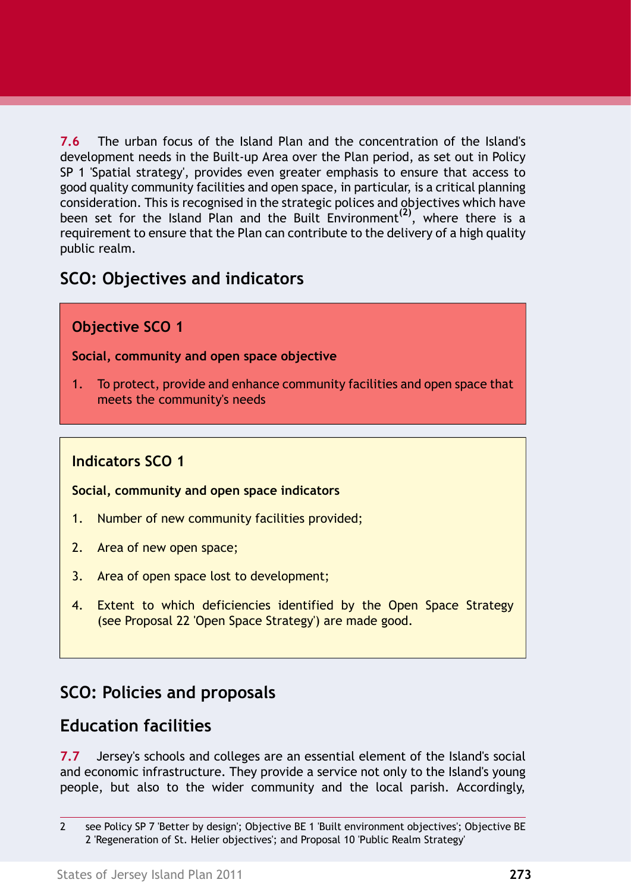**7.6** The urban focus of the Island Plan and the concentration of the Island's development needs in the Built-up Area over the Plan period, as set out in Policy SP 1 'Spatial strategy', provides even greater emphasis to ensure that access to good quality community facilities and open space, in particular, is a critical planning consideration. This is recognised in the strategic polices and objectives which have been set for the Island Plan and the Built Environment[2], where there is a requirement to ensure that the Plan can contribute to the delivery of a high quality public realm.

## SCO: Objectives and indicators

### Objective SCO 1

**Social, community and open space objective**

1. To protect, provide and enhance community facilities and open space that meets the community's needs

### Indicators SCO 1

**Social, community and open space indicators**

1. Number of new community facilities provided;
2. Area of new open space;
3. Area of open space lost to development;
4. Extent to which deficiencies identified by the Open Space Strategy (see Proposal 22 'Open Space Strategy') are made good.

## SCO: Policies and proposals

## Education facilities

**7.7** Jersey's schools and colleges are an essential element of the Island's social and economic infrastructure. They provide a service not only to the Island's young people, but also to the wider community and the local parish. Accordingly,

2 see Policy SP 7 'Better by design'; Objective BE 1 'Built environment objectives'; Objective BE 2 'Regeneration of St. Helier objectives'; and Proposal 10 'Public Realm Strategy'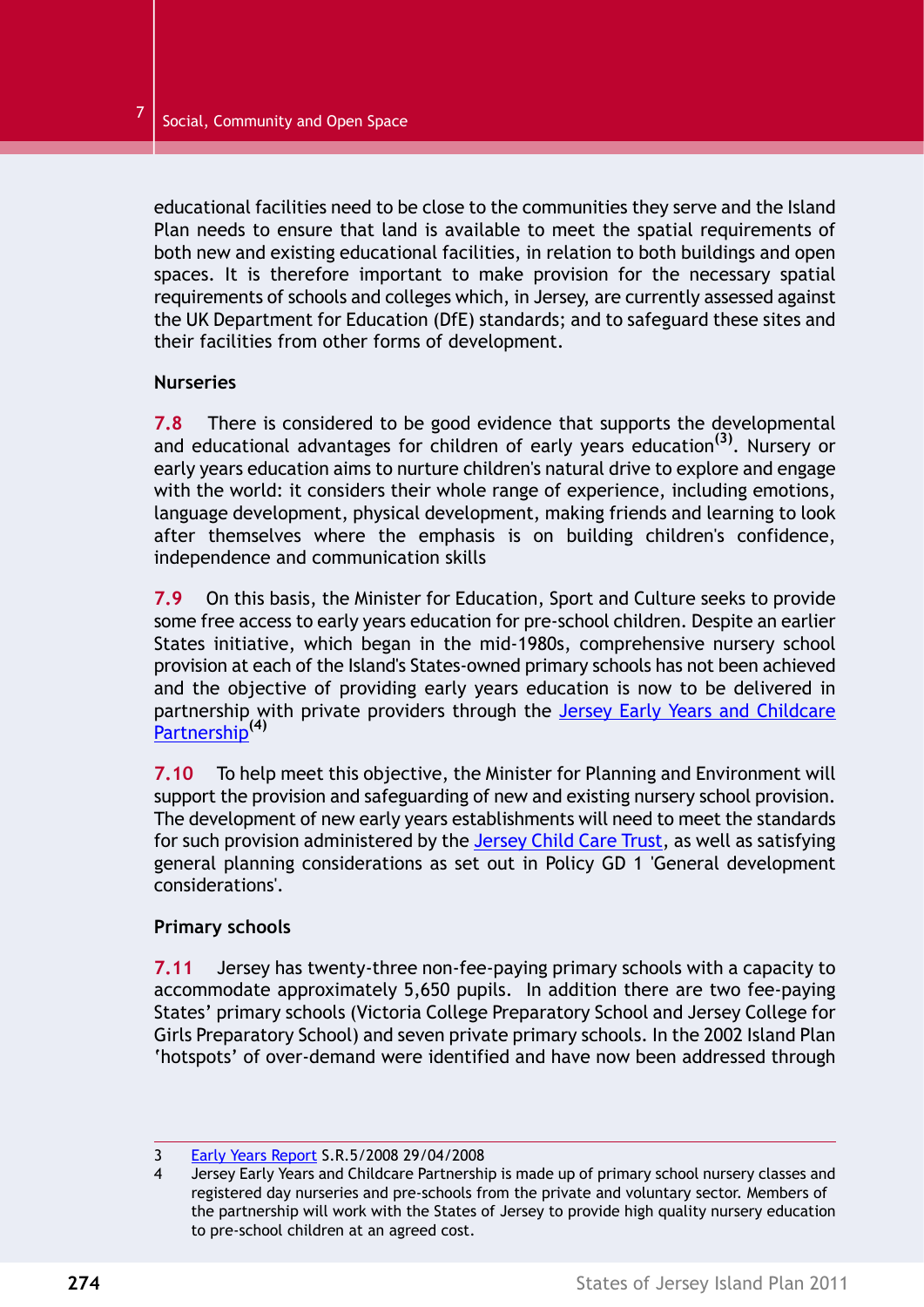educational facilities need to be close to the communities they serve and the Island Plan needs to ensure that land is available to meet the spatial requirements of both new and existing educational facilities, in relation to both buildings and open spaces. It is therefore important to make provision for the necessary spatial requirements of schools and colleges which, in Jersey, are currently assessed against the UK Department for Education (DfE) standards; and to safeguard these sites and their facilities from other forms of development.

**Nurseries**

**7.8** There is considered to be good evidence that supports the developmental and educational advantages for children of early years education[(3)]. Nursery or early years education aims to nurture children's natural drive to explore and engage with the world: it considers their whole range of experience, including emotions, language development, physical development, making friends and learning to look after themselves where the emphasis is on building children's confidence, independence and communication skills

**7.9** On this basis, the Minister for Education, Sport and Culture seeks to provide some free access to early years education for pre-school children. Despite an earlier States initiative, which began in the mid-1980s, comprehensive nursery school provision at each of the Island's States-owned primary schools has not been achieved and the objective of providing early years education is now to be delivered in partnership with private providers through the Jersey Early Years and Childcare Partnership[(4)]

**7.10** To help meet this objective, the Minister for Planning and Environment will support the provision and safeguarding of new and existing nursery school provision. The development of new early years establishments will need to meet the standards for such provision administered by the Jersey Child Care Trust, as well as satisfying general planning considerations as set out in Policy GD 1 'General development considerations'.

**Primary schools**

**7.11** Jersey has twenty-three non-fee-paying primary schools with a capacity to accommodate approximately 5,650 pupils. In addition there are two fee-paying States' primary schools (Victoria College Preparatory School and Jersey College for Girls Preparatory School) and seven private primary schools. In the 2002 Island Plan 'hotspots' of over-demand were identified and have now been addressed through

---

3 Early Years Report S.R.5/2008 29/04/2008

4 Jersey Early Years and Childcare Partnership is made up of primary school nursery classes and registered day nurseries and pre-schools from the private and voluntary sector. Members of the partnership will work with the States of Jersey to provide high quality nursery education to pre-school children at an agreed cost.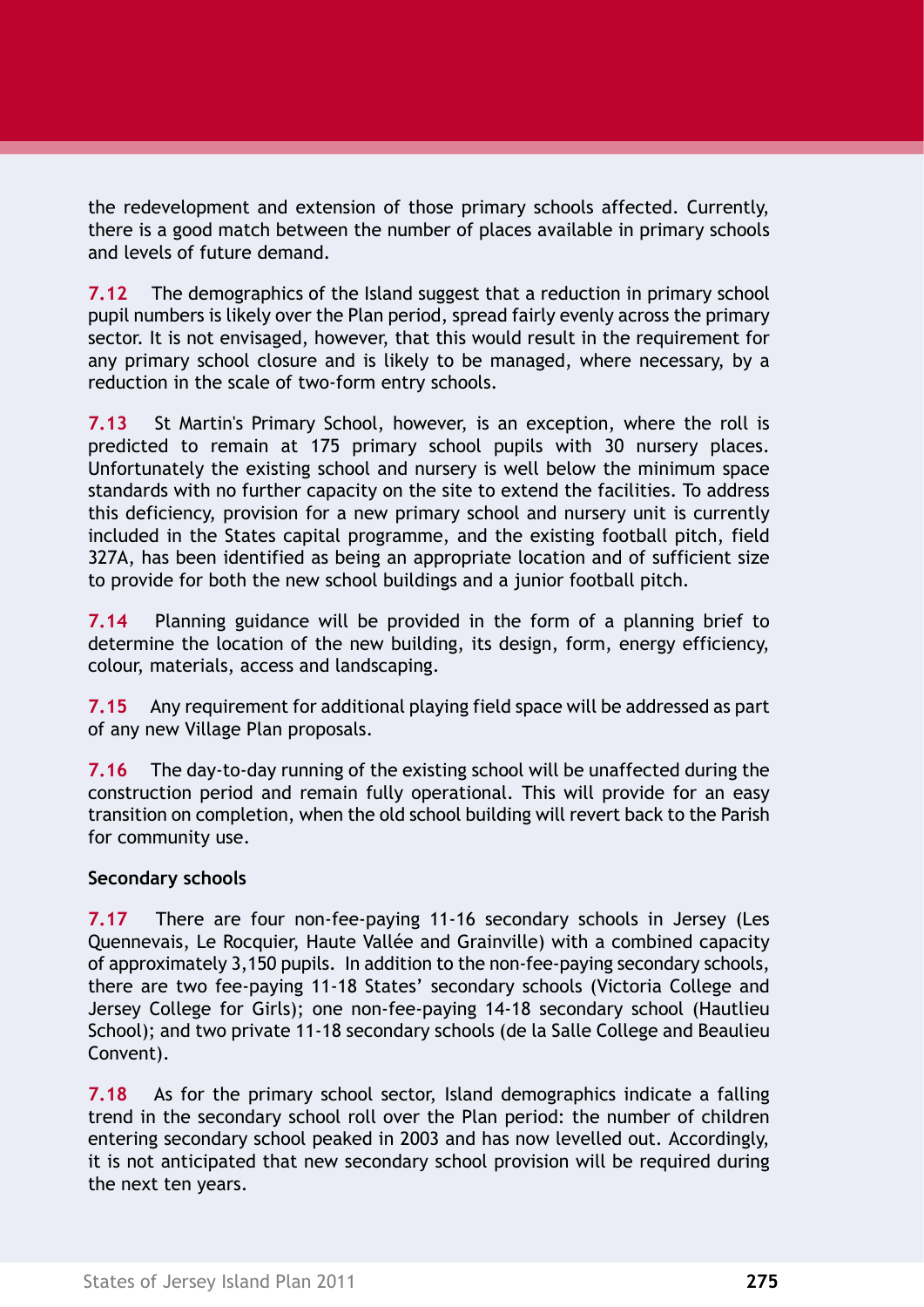the redevelopment and extension of those primary schools affected. Currently, there is a good match between the number of places available in primary schools and levels of future demand.

**7.12** The demographics of the Island suggest that a reduction in primary school pupil numbers is likely over the Plan period, spread fairly evenly across the primary sector. It is not envisaged, however, that this would result in the requirement for any primary school closure and is likely to be managed, where necessary, by a reduction in the scale of two-form entry schools.

**7.13** St Martin's Primary School, however, is an exception, where the roll is predicted to remain at 175 primary school pupils with 30 nursery places. Unfortunately the existing school and nursery is well below the minimum space standards with no further capacity on the site to extend the facilities. To address this deficiency, provision for a new primary school and nursery unit is currently included in the States capital programme, and the existing football pitch, field 327A, has been identified as being an appropriate location and of sufficient size to provide for both the new school buildings and a junior football pitch.

**7.14** Planning guidance will be provided in the form of a planning brief to determine the location of the new building, its design, form, energy efficiency, colour, materials, access and landscaping.

**7.15** Any requirement for additional playing field space will be addressed as part of any new Village Plan proposals.

**7.16** The day-to-day running of the existing school will be unaffected during the construction period and remain fully operational. This will provide for an easy transition on completion, when the old school building will revert back to the Parish for community use.

**Secondary schools**

**7.17** There are four non-fee-paying 11-16 secondary schools in Jersey (Les Quennevais, Le Rocquier, Haute Vallée and Grainville) with a combined capacity of approximately 3,150 pupils. In addition to the non-fee-paying secondary schools, there are two fee-paying 11-18 States' secondary schools (Victoria College and Jersey College for Girls); one non-fee-paying 14-18 secondary school (Hautlieu School); and two private 11-18 secondary schools (de la Salle College and Beaulieu Convent).

**7.18** As for the primary school sector, Island demographics indicate a falling trend in the secondary school roll over the Plan period: the number of children entering secondary school peaked in 2003 and has now levelled out. Accordingly, it is not anticipated that new secondary school provision will be required during the next ten years.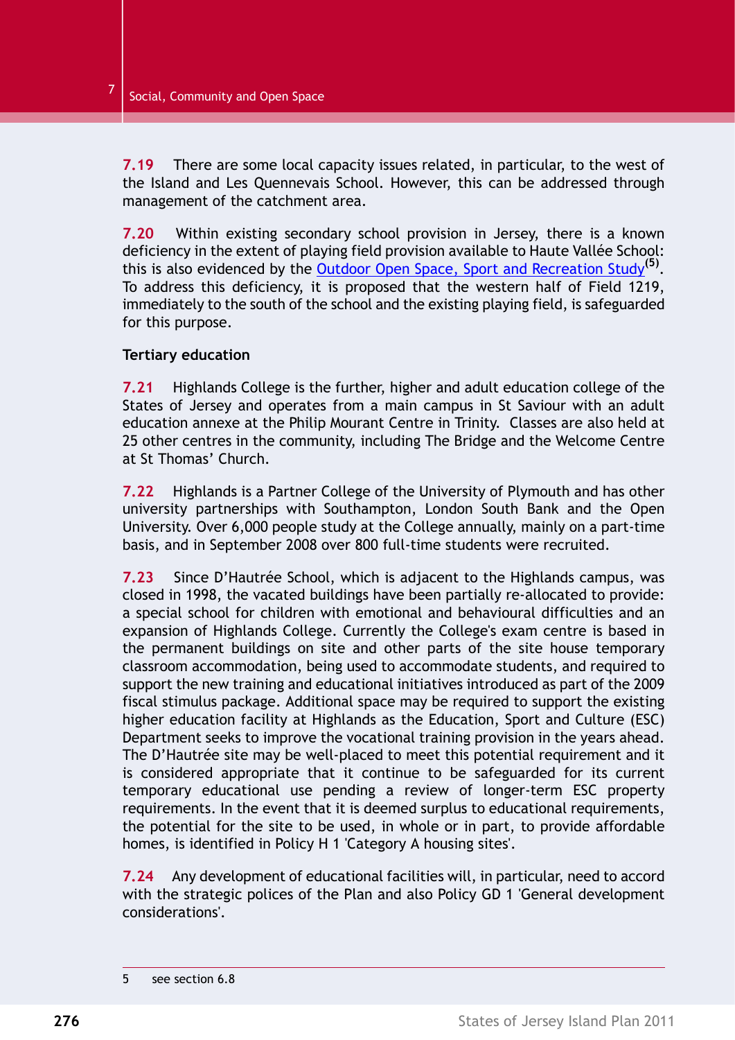**7.19** There are some local capacity issues related, in particular, to the west of the Island and Les Quennevais School. However, this can be addressed through management of the catchment area.

**7.20** Within existing secondary school provision in Jersey, there is a known deficiency in the extent of playing field provision available to Haute Vallée School: this is also evidenced by the Outdoor Open Space, Sport and Recreation Study[5]. To address this deficiency, it is proposed that the western half of Field 1219, immediately to the south of the school and the existing playing field, is safeguarded for this purpose.

**Tertiary education**

**7.21** Highlands College is the further, higher and adult education college of the States of Jersey and operates from a main campus in St Saviour with an adult education annexe at the Philip Mourant Centre in Trinity. Classes are also held at 25 other centres in the community, including The Bridge and the Welcome Centre at St Thomas' Church.

**7.22** Highlands is a Partner College of the University of Plymouth and has other university partnerships with Southampton, London South Bank and the Open University. Over 6,000 people study at the College annually, mainly on a part-time basis, and in September 2008 over 800 full-time students were recruited.

**7.23** Since D'Hautrée School, which is adjacent to the Highlands campus, was closed in 1998, the vacated buildings have been partially re-allocated to provide: a special school for children with emotional and behavioural difficulties and an expansion of Highlands College. Currently the College's exam centre is based in the permanent buildings on site and other parts of the site house temporary classroom accommodation, being used to accommodate students, and required to support the new training and educational initiatives introduced as part of the 2009 fiscal stimulus package. Additional space may be required to support the existing higher education facility at Highlands as the Education, Sport and Culture (ESC) Department seeks to improve the vocational training provision in the years ahead. The D'Hautrée site may be well-placed to meet this potential requirement and it is considered appropriate that it continue to be safeguarded for its current temporary educational use pending a review of longer-term ESC property requirements. In the event that it is deemed surplus to educational requirements, the potential for the site to be used, in whole or in part, to provide affordable homes, is identified in Policy H 1 'Category A housing sites'.

**7.24** Any development of educational facilities will, in particular, need to accord with the strategic polices of the Plan and also Policy GD 1 'General development considerations'.

---

5 see section 6.8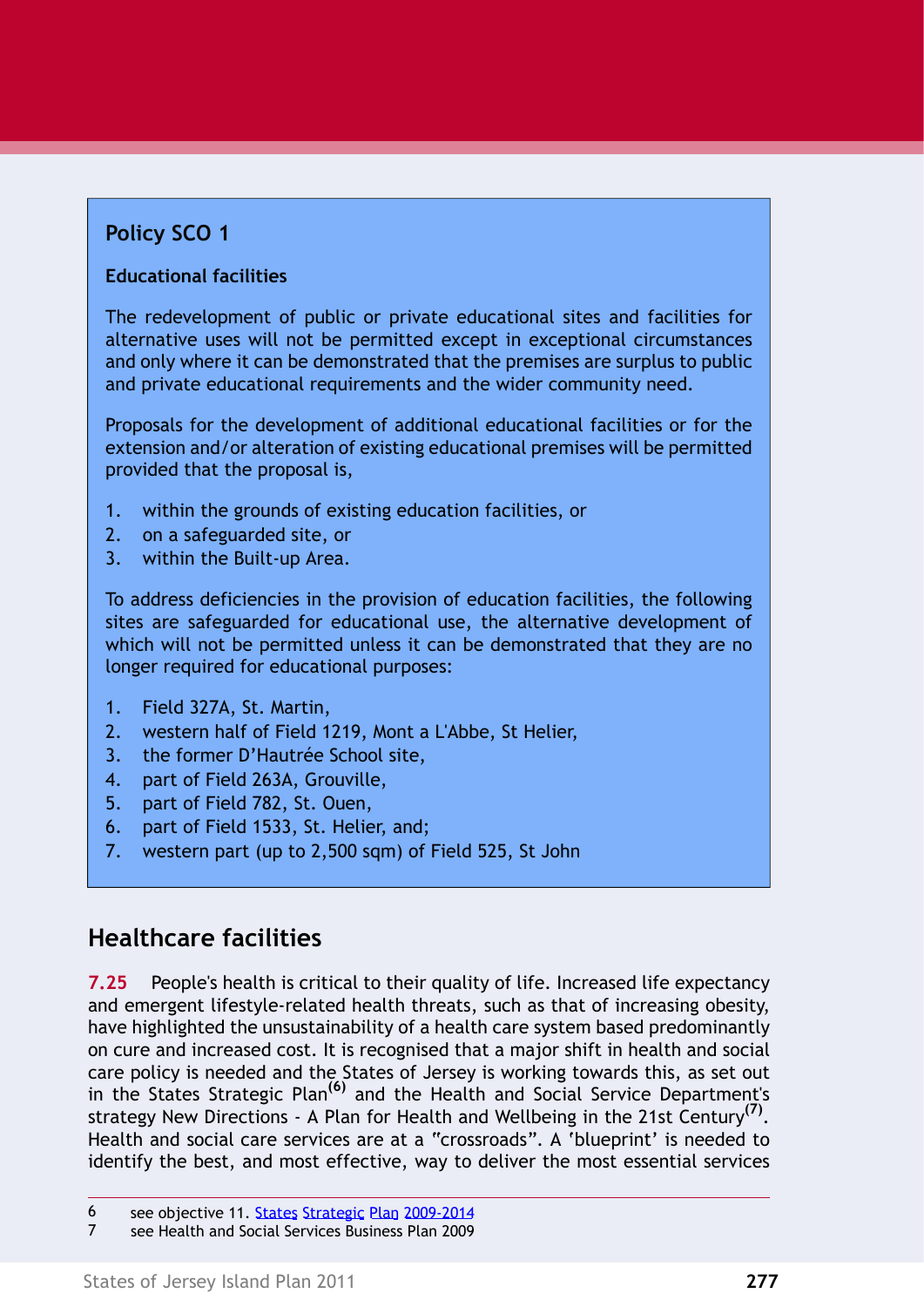### Policy SCO 1

**Educational facilities**

The redevelopment of public or private educational sites and facilities for alternative uses will not be permitted except in exceptional circumstances and only where it can be demonstrated that the premises are surplus to public and private educational requirements and the wider community need.

Proposals for the development of additional educational facilities or for the extension and/or alteration of existing educational premises will be permitted provided that the proposal is,

1. within the grounds of existing education facilities, or
2. on a safeguarded site, or
3. within the Built-up Area.

To address deficiencies in the provision of education facilities, the following sites are safeguarded for educational use, the alternative development of which will not be permitted unless it can be demonstrated that they are no longer required for educational purposes:

1. Field 327A, St. Martin,
2. western half of Field 1219, Mont a L'Abbe, St Helier,
3. the former D'Hautrée School site,
4. part of Field 263A, Grouville,
5. part of Field 782, St. Ouen,
6. part of Field 1533, St. Helier, and;
7. western part (up to 2,500 sqm) of Field 525, St John

## Healthcare facilities

**7.25** People's health is critical to their quality of life. Increased life expectancy and emergent lifestyle-related health threats, such as that of increasing obesity, have highlighted the unsustainability of a health care system based predominantly on cure and increased cost. It is recognised that a major shift in health and social care policy is needed and the States of Jersey is working towards this, as set out in the States Strategic Plan[6] and the Health and Social Service Department's strategy New Directions - A Plan for Health and Wellbeing in the 21st Century[7]. Health and social care services are at a "crossroads". A 'blueprint' is needed to identify the best, and most effective, way to deliver the most essential services

6 see objective 11. States Strategic Plan 2009-2014

7 see Health and Social Services Business Plan 2009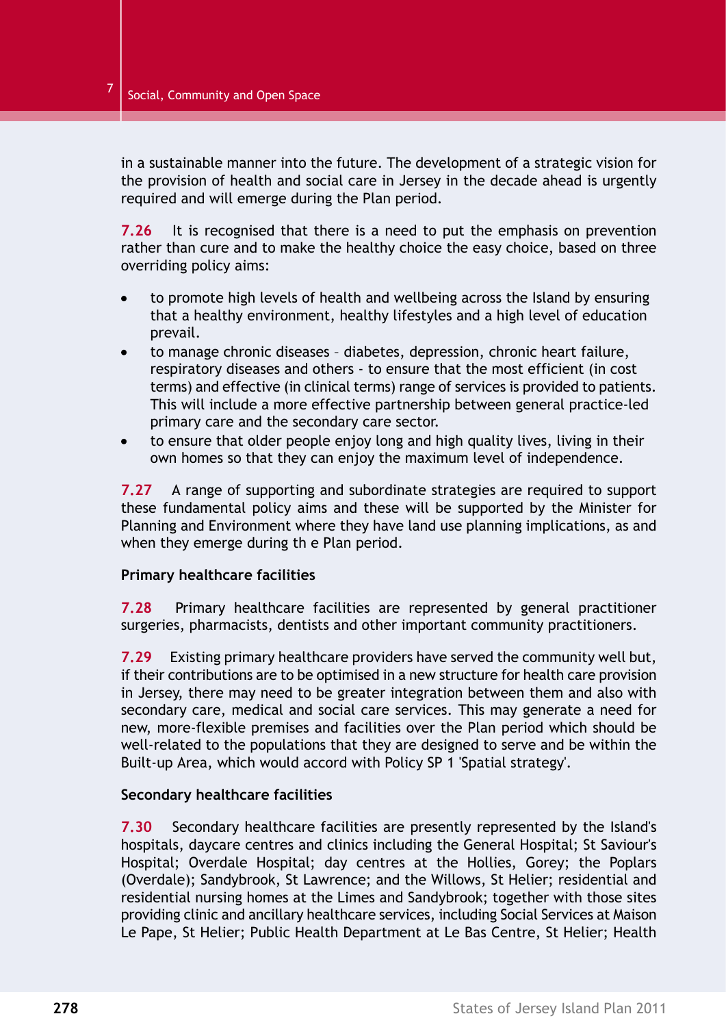in a sustainable manner into the future. The development of a strategic vision for the provision of health and social care in Jersey in the decade ahead is urgently required and will emerge during the Plan period.

**7.26** It is recognised that there is a need to put the emphasis on prevention rather than cure and to make the healthy choice the easy choice, based on three overriding policy aims:

- to promote high levels of health and wellbeing across the Island by ensuring that a healthy environment, healthy lifestyles and a high level of education prevail.
- to manage chronic diseases – diabetes, depression, chronic heart failure, respiratory diseases and others - to ensure that the most efficient (in cost terms) and effective (in clinical terms) range of services is provided to patients. This will include a more effective partnership between general practice-led primary care and the secondary care sector.
- to ensure that older people enjoy long and high quality lives, living in their own homes so that they can enjoy the maximum level of independence.

**7.27** A range of supporting and subordinate strategies are required to support these fundamental policy aims and these will be supported by the Minister for Planning and Environment where they have land use planning implications, as and when they emerge during th e Plan period.

### Primary healthcare facilities

**7.28** Primary healthcare facilities are represented by general practitioner surgeries, pharmacists, dentists and other important community practitioners.

**7.29** Existing primary healthcare providers have served the community well but, if their contributions are to be optimised in a new structure for health care provision in Jersey, there may need to be greater integration between them and also with secondary care, medical and social care services. This may generate a need for new, more-flexible premises and facilities over the Plan period which should be well-related to the populations that they are designed to serve and be within the Built-up Area, which would accord with Policy SP 1 'Spatial strategy'.

### Secondary healthcare facilities

**7.30** Secondary healthcare facilities are presently represented by the Island's hospitals, daycare centres and clinics including the General Hospital; St Saviour's Hospital; Overdale Hospital; day centres at the Hollies, Gorey; the Poplars (Overdale); Sandybrook, St Lawrence; and the Willows, St Helier; residential and residential nursing homes at the Limes and Sandybrook; together with those sites providing clinic and ancillary healthcare services, including Social Services at Maison Le Pape, St Helier; Public Health Department at Le Bas Centre, St Helier; Health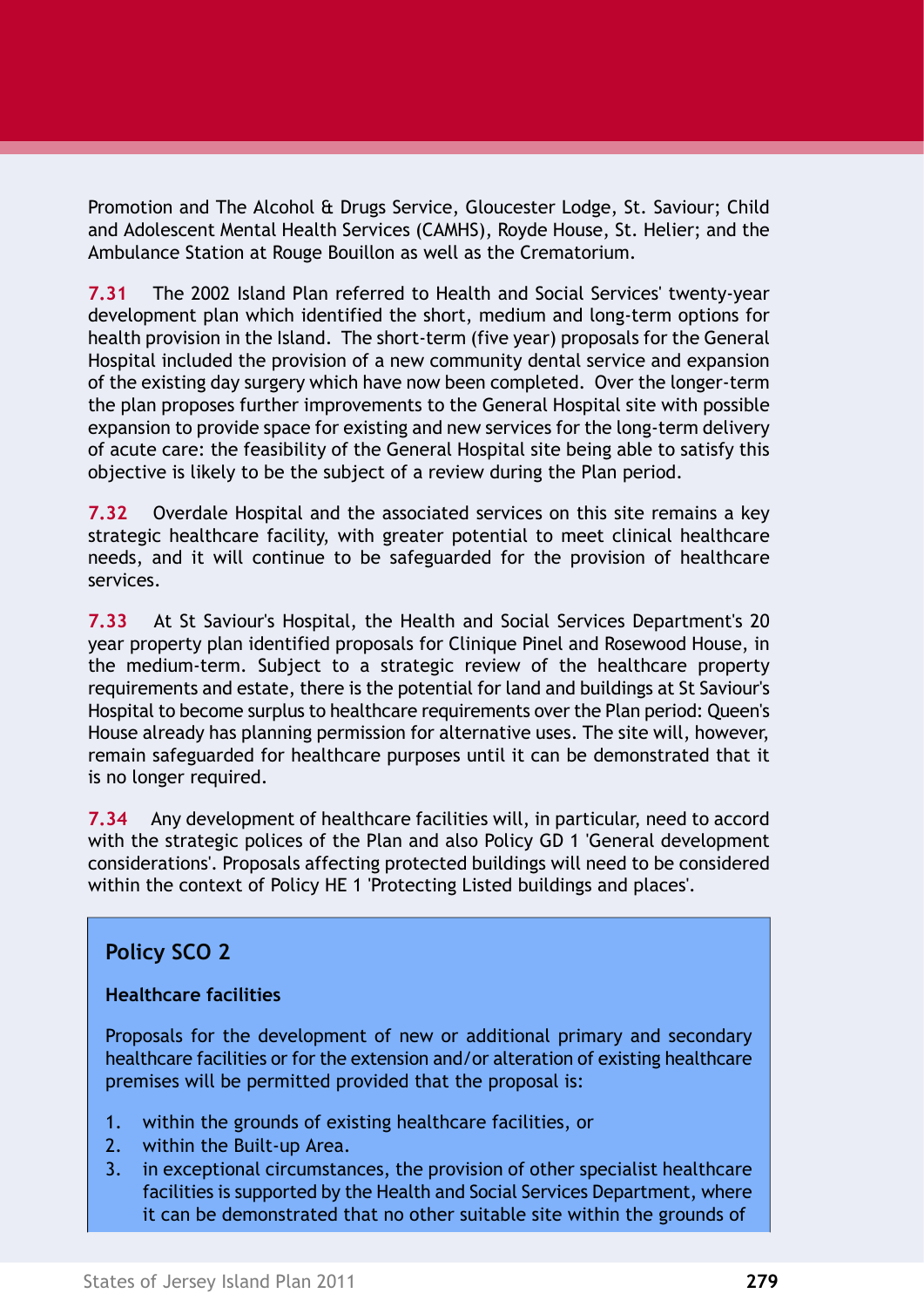Promotion and The Alcohol & Drugs Service, Gloucester Lodge, St. Saviour; Child and Adolescent Mental Health Services (CAMHS), Royde House, St. Helier; and the Ambulance Station at Rouge Bouillon as well as the Crematorium.

**7.31** The 2002 Island Plan referred to Health and Social Services' twenty-year development plan which identified the short, medium and long-term options for health provision in the Island. The short-term (five year) proposals for the General Hospital included the provision of a new community dental service and expansion of the existing day surgery which have now been completed. Over the longer-term the plan proposes further improvements to the General Hospital site with possible expansion to provide space for existing and new services for the long-term delivery of acute care: the feasibility of the General Hospital site being able to satisfy this objective is likely to be the subject of a review during the Plan period.

**7.32** Overdale Hospital and the associated services on this site remains a key strategic healthcare facility, with greater potential to meet clinical healthcare needs, and it will continue to be safeguarded for the provision of healthcare services.

**7.33** At St Saviour's Hospital, the Health and Social Services Department's 20 year property plan identified proposals for Clinique Pinel and Rosewood House, in the medium-term. Subject to a strategic review of the healthcare property requirements and estate, there is the potential for land and buildings at St Saviour's Hospital to become surplus to healthcare requirements over the Plan period: Queen's House already has planning permission for alternative uses. The site will, however, remain safeguarded for healthcare purposes until it can be demonstrated that it is no longer required.

**7.34** Any development of healthcare facilities will, in particular, need to accord with the strategic polices of the Plan and also Policy GD 1 'General development considerations'. Proposals affecting protected buildings will need to be considered within the context of Policy HE 1 'Protecting Listed buildings and places'.

### Policy SCO 2

**Healthcare facilities**

Proposals for the development of new or additional primary and secondary healthcare facilities or for the extension and/or alteration of existing healthcare premises will be permitted provided that the proposal is:

1. within the grounds of existing healthcare facilities, or
2. within the Built-up Area.
3. in exceptional circumstances, the provision of other specialist healthcare facilities is supported by the Health and Social Services Department, where it can be demonstrated that no other suitable site within the grounds of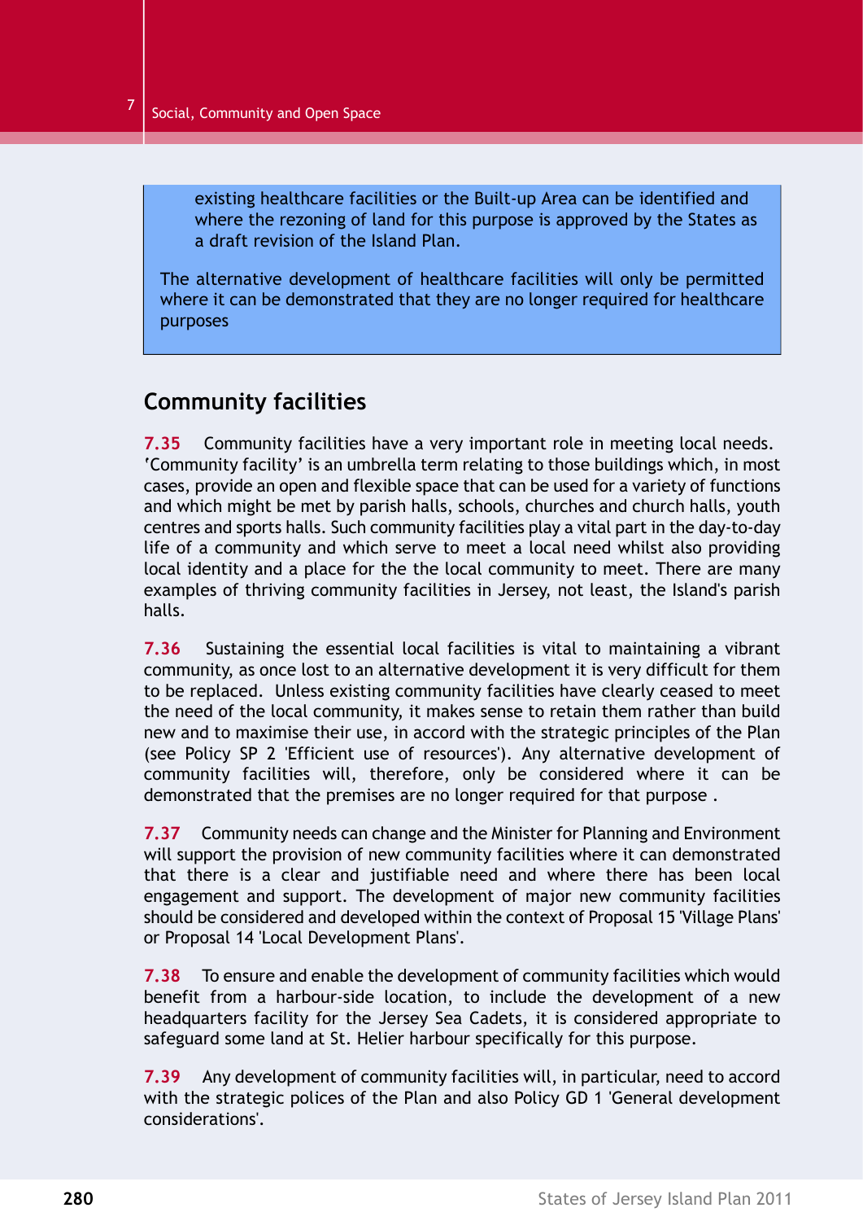existing healthcare facilities or the Built-up Area can be identified and where the rezoning of land for this purpose is approved by the States as a draft revision of the Island Plan.

The alternative development of healthcare facilities will only be permitted where it can be demonstrated that they are no longer required for healthcare purposes

## Community facilities

**7.35** Community facilities have a very important role in meeting local needs. 'Community facility' is an umbrella term relating to those buildings which, in most cases, provide an open and flexible space that can be used for a variety of functions and which might be met by parish halls, schools, churches and church halls, youth centres and sports halls. Such community facilities play a vital part in the day-to-day life of a community and which serve to meet a local need whilst also providing local identity and a place for the the local community to meet. There are many examples of thriving community facilities in Jersey, not least, the Island's parish halls.

**7.36** Sustaining the essential local facilities is vital to maintaining a vibrant community, as once lost to an alternative development it is very difficult for them to be replaced. Unless existing community facilities have clearly ceased to meet the need of the local community, it makes sense to retain them rather than build new and to maximise their use, in accord with the strategic principles of the Plan (see Policy SP 2 'Efficient use of resources'). Any alternative development of community facilities will, therefore, only be considered where it can be demonstrated that the premises are no longer required for that purpose .

**7.37** Community needs can change and the Minister for Planning and Environment will support the provision of new community facilities where it can demonstrated that there is a clear and justifiable need and where there has been local engagement and support. The development of major new community facilities should be considered and developed within the context of Proposal 15 'Village Plans' or Proposal 14 'Local Development Plans'.

**7.38** To ensure and enable the development of community facilities which would benefit from a harbour-side location, to include the development of a new headquarters facility for the Jersey Sea Cadets, it is considered appropriate to safeguard some land at St. Helier harbour specifically for this purpose.

**7.39** Any development of community facilities will, in particular, need to accord with the strategic polices of the Plan and also Policy GD 1 'General development considerations'.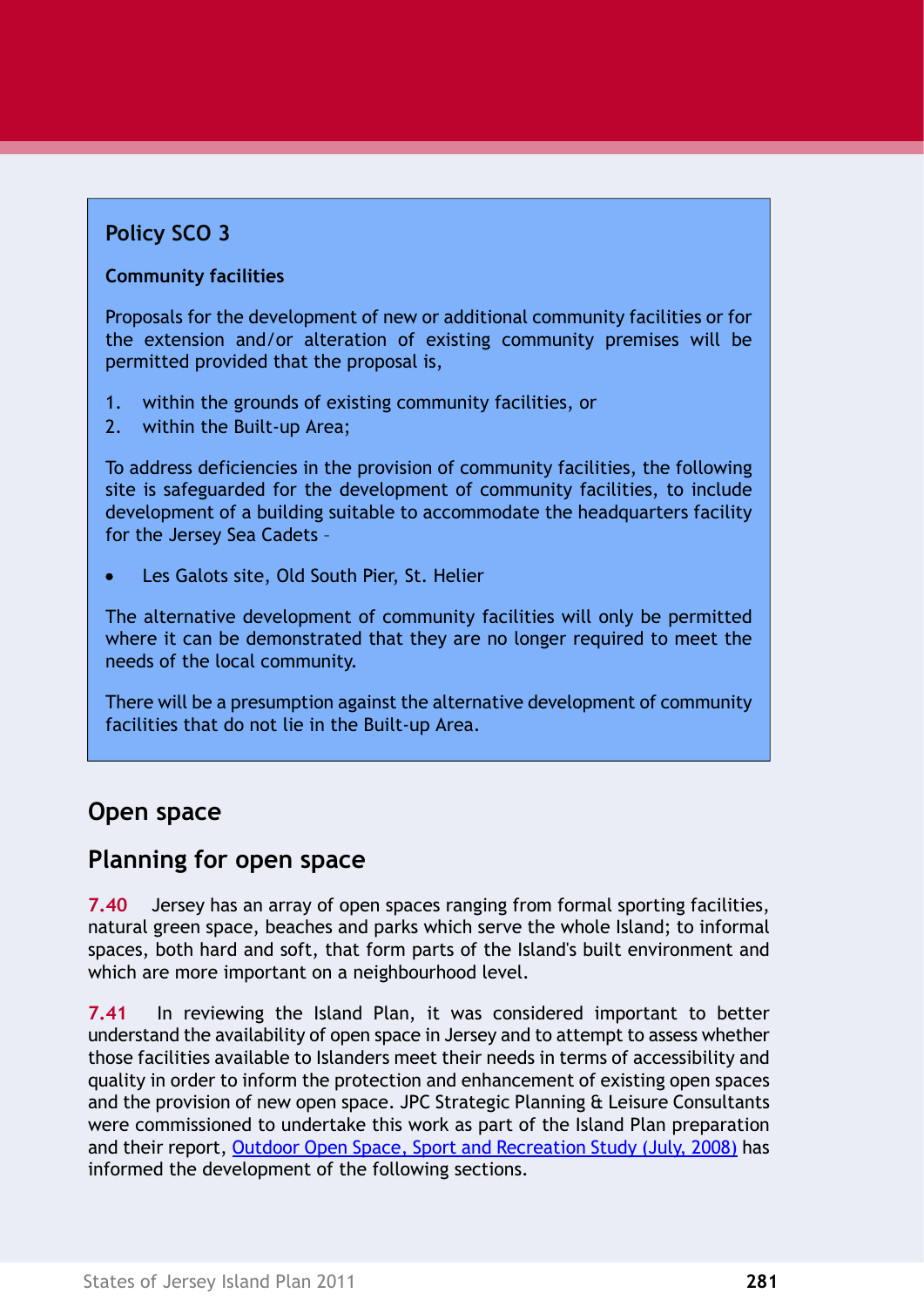**Policy SCO 3**

**Community facilities**

Proposals for the development of new or additional community facilities or for the extension and/or alteration of existing community premises will be permitted provided that the proposal is,

1. within the grounds of existing community facilities, or
2. within the Built-up Area;

To address deficiencies in the provision of community facilities, the following site is safeguarded for the development of community facilities, to include development of a building suitable to accommodate the headquarters facility for the Jersey Sea Cadets –

- Les Galots site, Old South Pier, St. Helier

The alternative development of community facilities will only be permitted where it can be demonstrated that they are no longer required to meet the needs of the local community.

There will be a presumption against the alternative development of community facilities that do not lie in the Built-up Area.

## Open space

## Planning for open space

**7.40** Jersey has an array of open spaces ranging from formal sporting facilities, natural green space, beaches and parks which serve the whole Island; to informal spaces, both hard and soft, that form parts of the Island's built environment and which are more important on a neighbourhood level.

**7.41** In reviewing the Island Plan, it was considered important to better understand the availability of open space in Jersey and to attempt to assess whether those facilities available to Islanders meet their needs in terms of accessibility and quality in order to inform the protection and enhancement of existing open spaces and the provision of new open space. JPC Strategic Planning & Leisure Consultants were commissioned to undertake this work as part of the Island Plan preparation and their report, Outdoor Open Space, Sport and Recreation Study (July, 2008) has informed the development of the following sections.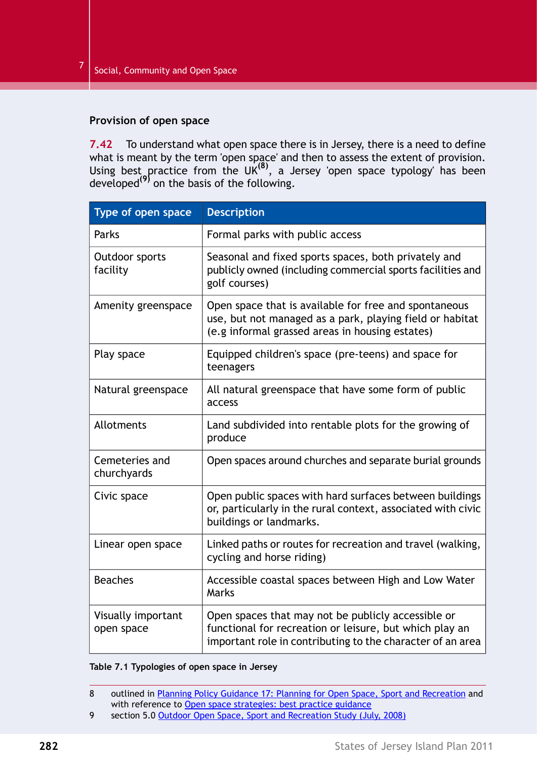### Provision of open space

**7.42** To understand what open space there is in Jersey, there is a need to define what is meant by the term 'open space' and then to assess the extent of provision. Using best practice from the UK[8], a Jersey 'open space typology' has been developed[9] on the basis of the following.

| Type of open space | Description |
|---|---|
| Parks | Formal parks with public access |
| Outdoor sports facility | Seasonal and fixed sports spaces, both privately and publicly owned (including commercial sports facilities and golf courses) |
| Amenity greenspace | Open space that is available for free and spontaneous use, but not managed as a park, playing field or habitat (e.g informal grassed areas in housing estates) |
| Play space | Equipped children's space (pre-teens) and space for teenagers |
| Natural greenspace | All natural greenspace that have some form of public access |
| Allotments | Land subdivided into rentable plots for the growing of produce |
| Cemeteries and churchyards | Open spaces around churches and separate burial grounds |
| Civic space | Open public spaces with hard surfaces between buildings or, particularly in the rural context, associated with civic buildings or landmarks. |
| Linear open space | Linked paths or routes for recreation and travel (walking, cycling and horse riding) |
| Beaches | Accessible coastal spaces between High and Low Water Marks |
| Visually important open space | Open spaces that may not be publicly accessible or functional for recreation or leisure, but which play an important role in contributing to the character of an area |

**Table 7.1 Typologies of open space in Jersey**

8 outlined in Planning Policy Guidance 17: Planning for Open Space, Sport and Recreation and with reference to Open space strategies: best practice guidance

9 section 5.0 Outdoor Open Space, Sport and Recreation Study (July, 2008)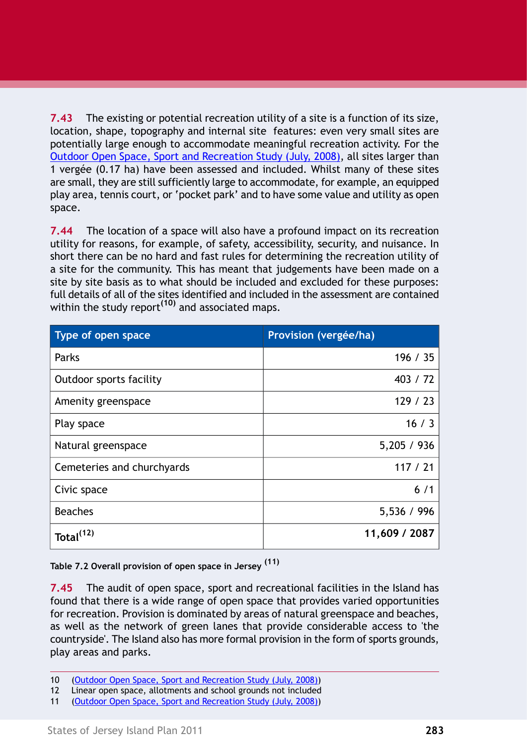**7.43** The existing or potential recreation utility of a site is a function of its size, location, shape, topography and internal site features: even very small sites are potentially large enough to accommodate meaningful recreation activity. For the Outdoor Open Space, Sport and Recreation Study (July, 2008), all sites larger than 1 vergée (0.17 ha) have been assessed and included. Whilst many of these sites are small, they are still sufficiently large to accommodate, for example, an equipped play area, tennis court, or 'pocket park' and to have some value and utility as open space.

**7.44** The location of a space will also have a profound impact on its recreation utility for reasons, for example, of safety, accessibility, security, and nuisance. In short there can be no hard and fast rules for determining the recreation utility of a site for the community. This has meant that judgements have been made on a site by site basis as to what should be included and excluded for these purposes: full details of all of the sites identified and included in the assessment are contained within the study report[10] and associated maps.

| Type of open space | Provision (vergée/ha) |
|---|---:|
| Parks | 196 / 35 |
| Outdoor sports facility | 403 / 72 |
| Amenity greenspace | 129 / 23 |
| Play space | 16 / 3 |
| Natural greenspace | 5,205 / 936 |
| Cemeteries and churchyards | 117 / 21 |
| Civic space | 6 /1 |
| Beaches | 5,536 / 996 |
| **Total**[12] | **11,609 / 2087** |

**Table 7.2 Overall provision of open space in Jersey** [11]

**7.45** The audit of open space, sport and recreational facilities in the Island has found that there is a wide range of open space that provides varied opportunities for recreation. Provision is dominated by areas of natural greenspace and beaches, as well as the network of green lanes that provide considerable access to 'the countryside'. The Island also has more formal provision in the form of sports grounds, play areas and parks.

---

10 (Outdoor Open Space, Sport and Recreation Study (July, 2008))
12 Linear open space, allotments and school grounds not included
11 (Outdoor Open Space, Sport and Recreation Study (July, 2008))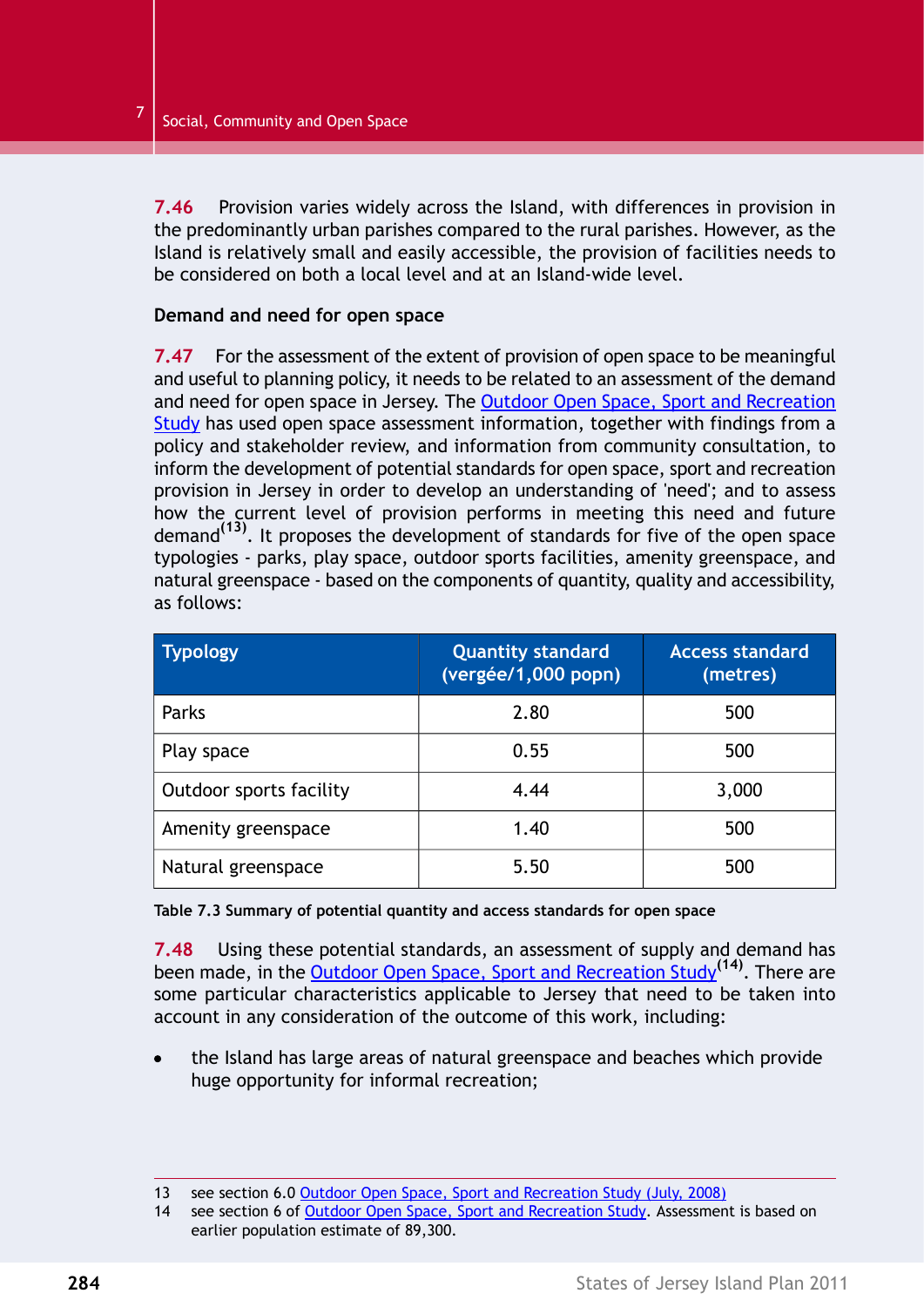**7.46** Provision varies widely across the Island, with differences in provision in the predominantly urban parishes compared to the rural parishes. However, as the Island is relatively small and easily accessible, the provision of facilities needs to be considered on both a local level and at an Island-wide level.

**Demand and need for open space**

**7.47** For the assessment of the extent of provision of open space to be meaningful and useful to planning policy, it needs to be related to an assessment of the demand and need for open space in Jersey. The Outdoor Open Space, Sport and Recreation Study has used open space assessment information, together with findings from a policy and stakeholder review, and information from community consultation, to inform the development of potential standards for open space, sport and recreation provision in Jersey in order to develop an understanding of 'need'; and to assess how the current level of provision performs in meeting this need and future demand[13]. It proposes the development of standards for five of the open space typologies - parks, play space, outdoor sports facilities, amenity greenspace, and natural greenspace - based on the components of quantity, quality and accessibility, as follows:

| Typology | Quantity standard (vergée/1,000 popn) | Access standard (metres) |
|---|---|---|
| Parks | 2.80 | 500 |
| Play space | 0.55 | 500 |
| Outdoor sports facility | 4.44 | 3,000 |
| Amenity greenspace | 1.40 | 500 |
| Natural greenspace | 5.50 | 500 |

**Table 7.3 Summary of potential quantity and access standards for open space**

**7.48** Using these potential standards, an assessment of supply and demand has been made, in the Outdoor Open Space, Sport and Recreation Study[14]. There are some particular characteristics applicable to Jersey that need to be taken into account in any consideration of the outcome of this work, including:

- the Island has large areas of natural greenspace and beaches which provide huge opportunity for informal recreation;

---

13 see section 6.0 Outdoor Open Space, Sport and Recreation Study (July, 2008)

14 see section 6 of Outdoor Open Space, Sport and Recreation Study. Assessment is based on earlier population estimate of 89,300.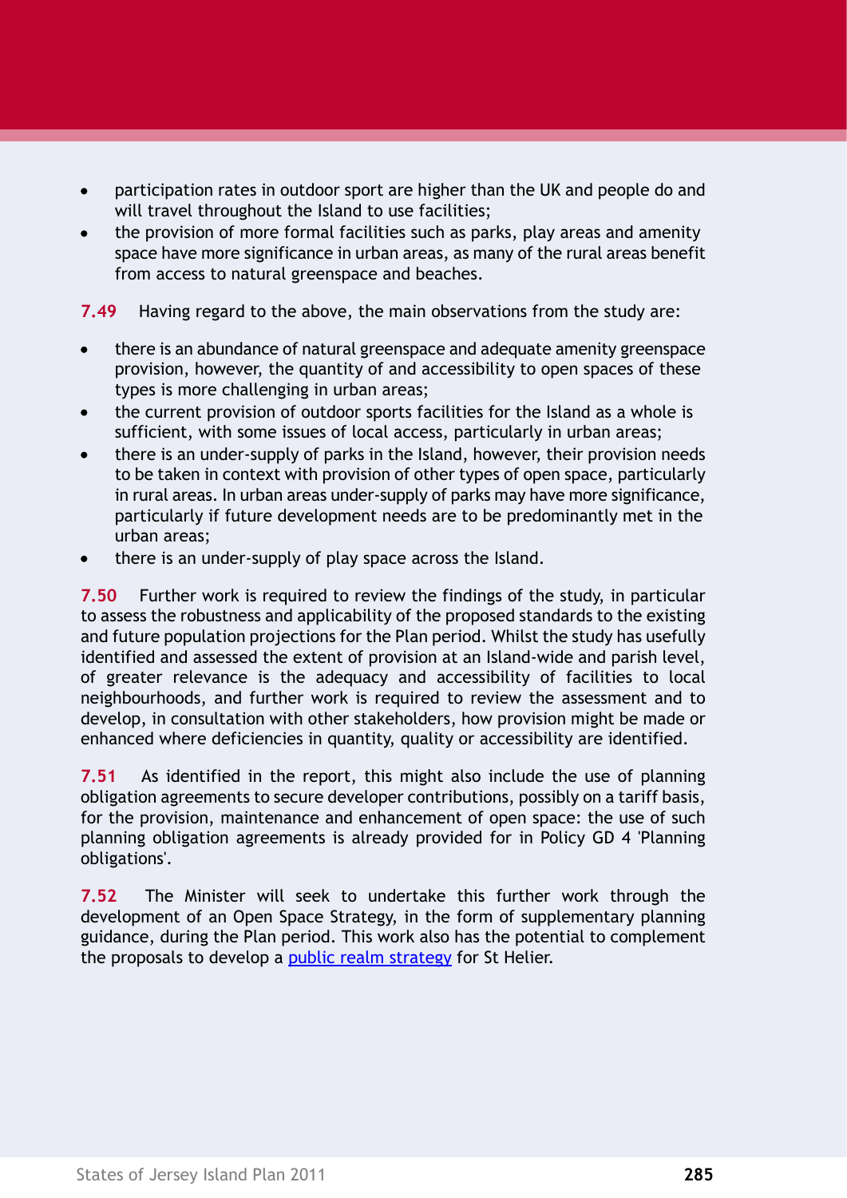- participation rates in outdoor sport are higher than the UK and people do and will travel throughout the Island to use facilities;
- the provision of more formal facilities such as parks, play areas and amenity space have more significance in urban areas, as many of the rural areas benefit from access to natural greenspace and beaches.

**7.49** Having regard to the above, the main observations from the study are:

- there is an abundance of natural greenspace and adequate amenity greenspace provision, however, the quantity of and accessibility to open spaces of these types is more challenging in urban areas;
- the current provision of outdoor sports facilities for the Island as a whole is sufficient, with some issues of local access, particularly in urban areas;
- there is an under-supply of parks in the Island, however, their provision needs to be taken in context with provision of other types of open space, particularly in rural areas. In urban areas under-supply of parks may have more significance, particularly if future development needs are to be predominantly met in the urban areas;
- there is an under-supply of play space across the Island.

**7.50** Further work is required to review the findings of the study, in particular to assess the robustness and applicability of the proposed standards to the existing and future population projections for the Plan period. Whilst the study has usefully identified and assessed the extent of provision at an Island-wide and parish level, of greater relevance is the adequacy and accessibility of facilities to local neighbourhoods, and further work is required to review the assessment and to develop, in consultation with other stakeholders, how provision might be made or enhanced where deficiencies in quantity, quality or accessibility are identified.

**7.51** As identified in the report, this might also include the use of planning obligation agreements to secure developer contributions, possibly on a tariff basis, for the provision, maintenance and enhancement of open space: the use of such planning obligation agreements is already provided for in Policy GD 4 'Planning obligations'.

**7.52** The Minister will seek to undertake this further work through the development of an Open Space Strategy, in the form of supplementary planning guidance, during the Plan period. This work also has the potential to complement the proposals to develop a public realm strategy for St Helier.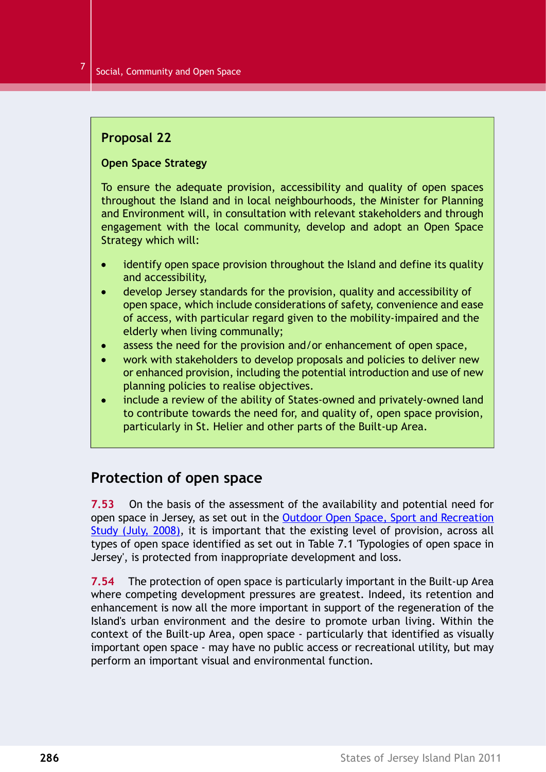**Proposal 22**

**Open Space Strategy**

To ensure the adequate provision, accessibility and quality of open spaces throughout the Island and in local neighbourhoods, the Minister for Planning and Environment will, in consultation with relevant stakeholders and through engagement with the local community, develop and adopt an Open Space Strategy which will:

- identify open space provision throughout the Island and define its quality and accessibility,
- develop Jersey standards for the provision, quality and accessibility of open space, which include considerations of safety, convenience and ease of access, with particular regard given to the mobility-impaired and the elderly when living communally;
- assess the need for the provision and/or enhancement of open space,
- work with stakeholders to develop proposals and policies to deliver new or enhanced provision, including the potential introduction and use of new planning policies to realise objectives.
- include a review of the ability of States-owned and privately-owned land to contribute towards the need for, and quality of, open space provision, particularly in St. Helier and other parts of the Built-up Area.

## Protection of open space

**7.53** On the basis of the assessment of the availability and potential need for open space in Jersey, as set out in the Outdoor Open Space, Sport and Recreation Study (July, 2008), it is important that the existing level of provision, across all types of open space identified as set out in Table 7.1 'Typologies of open space in Jersey', is protected from inappropriate development and loss.

**7.54** The protection of open space is particularly important in the Built-up Area where competing development pressures are greatest. Indeed, its retention and enhancement is now all the more important in support of the regeneration of the Island's urban environment and the desire to promote urban living. Within the context of the Built-up Area, open space - particularly that identified as visually important open space - may have no public access or recreational utility, but may perform an important visual and environmental function.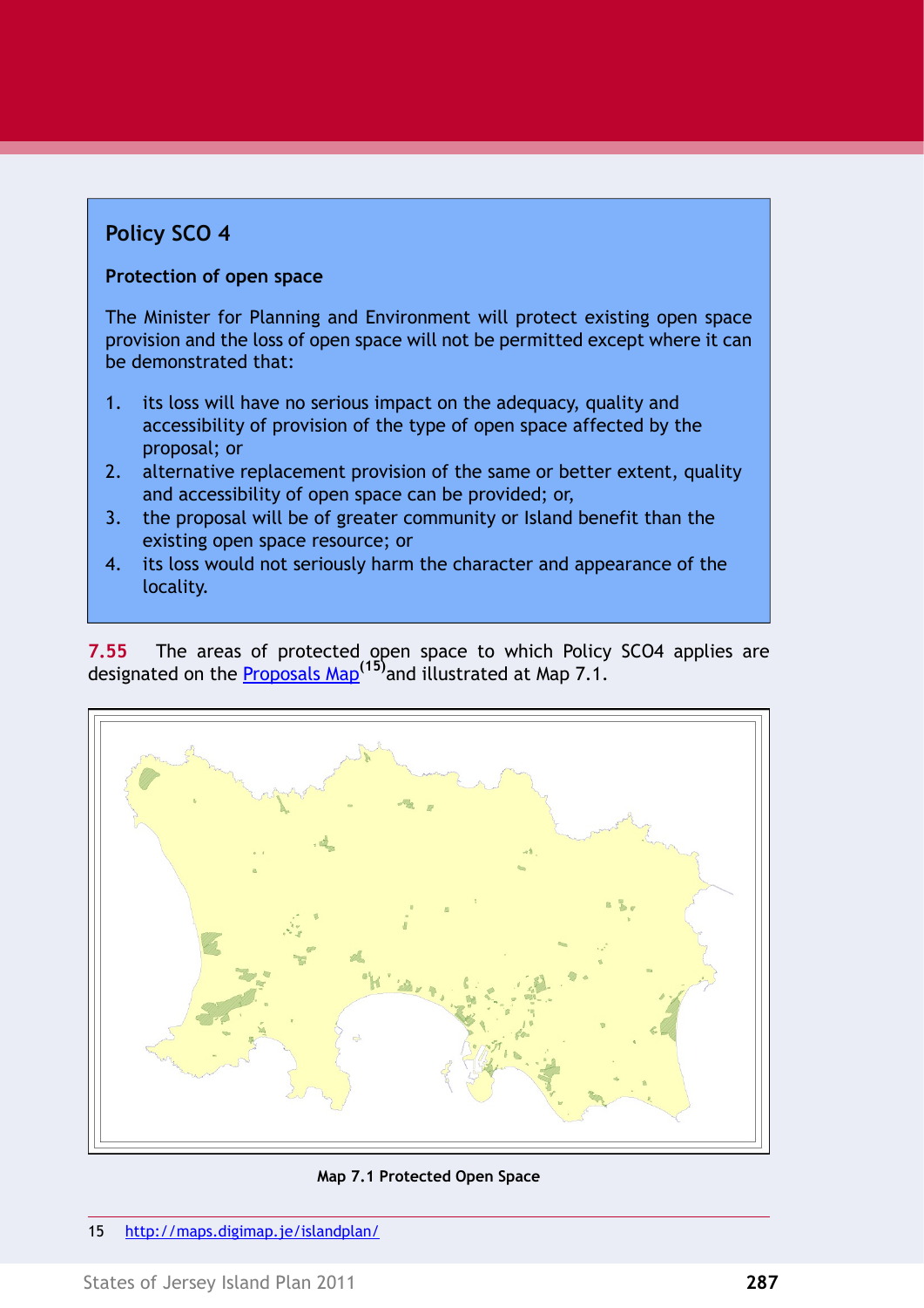## Policy SCO 4

**Protection of open space**

The Minister for Planning and Environment will protect existing open space provision and the loss of open space will not be permitted except where it can be demonstrated that:

1. its loss will have no serious impact on the adequacy, quality and accessibility of provision of the type of open space affected by the proposal; or
2. alternative replacement provision of the same or better extent, quality and accessibility of open space can be provided; or,
3. the proposal will be of greater community or Island benefit than the existing open space resource; or
4. its loss would not seriously harm the character and appearance of the locality.

**7.55** The areas of protected open space to which Policy SCO4 applies are designated on the Proposals Map[15] and illustrated at Map 7.1.

Map 7.1 Protected Open Space

15 http://maps.digimap.je/islandplan/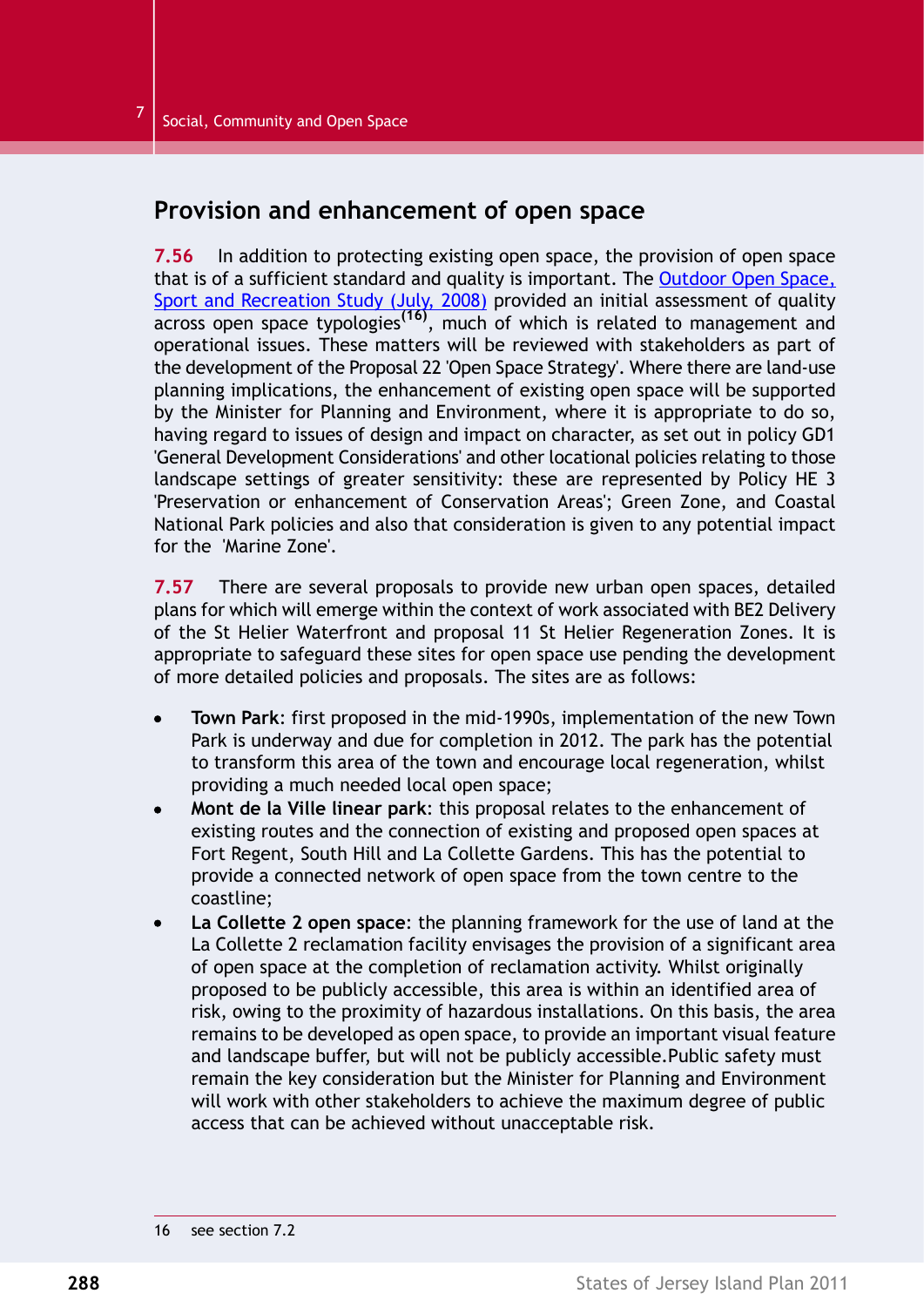## Provision and enhancement of open space

**7.56** In addition to protecting existing open space, the provision of open space that is of a sufficient standard and quality is important. The Outdoor Open Space, Sport and Recreation Study (July, 2008) provided an initial assessment of quality across open space typologies[16], much of which is related to management and operational issues. These matters will be reviewed with stakeholders as part of the development of the Proposal 22 'Open Space Strategy'. Where there are land-use planning implications, the enhancement of existing open space will be supported by the Minister for Planning and Environment, where it is appropriate to do so, having regard to issues of design and impact on character, as set out in policy GD1 'General Development Considerations' and other locational policies relating to those landscape settings of greater sensitivity: these are represented by Policy HE 3 'Preservation or enhancement of Conservation Areas'; Green Zone, and Coastal National Park policies and also that consideration is given to any potential impact for the 'Marine Zone'.

**7.57** There are several proposals to provide new urban open spaces, detailed plans for which will emerge within the context of work associated with BE2 Delivery of the St Helier Waterfront and proposal 11 St Helier Regeneration Zones. It is appropriate to safeguard these sites for open space use pending the development of more detailed policies and proposals. The sites are as follows:

- **Town Park**: first proposed in the mid-1990s, implementation of the new Town Park is underway and due for completion in 2012. The park has the potential to transform this area of the town and encourage local regeneration, whilst providing a much needed local open space;
- **Mont de la Ville linear park**: this proposal relates to the enhancement of existing routes and the connection of existing and proposed open spaces at Fort Regent, South Hill and La Collette Gardens. This has the potential to provide a connected network of open space from the town centre to the coastline;
- **La Collette 2 open space**: the planning framework for the use of land at the La Collette 2 reclamation facility envisages the provision of a significant area of open space at the completion of reclamation activity. Whilst originally proposed to be publicly accessible, this area is within an identified area of risk, owing to the proximity of hazardous installations. On this basis, the area remains to be developed as open space, to provide an important visual feature and landscape buffer, but will not be publicly accessible.Public safety must remain the key consideration but the Minister for Planning and Environment will work with other stakeholders to achieve the maximum degree of public access that can be achieved without unacceptable risk.

---

16 see section 7.2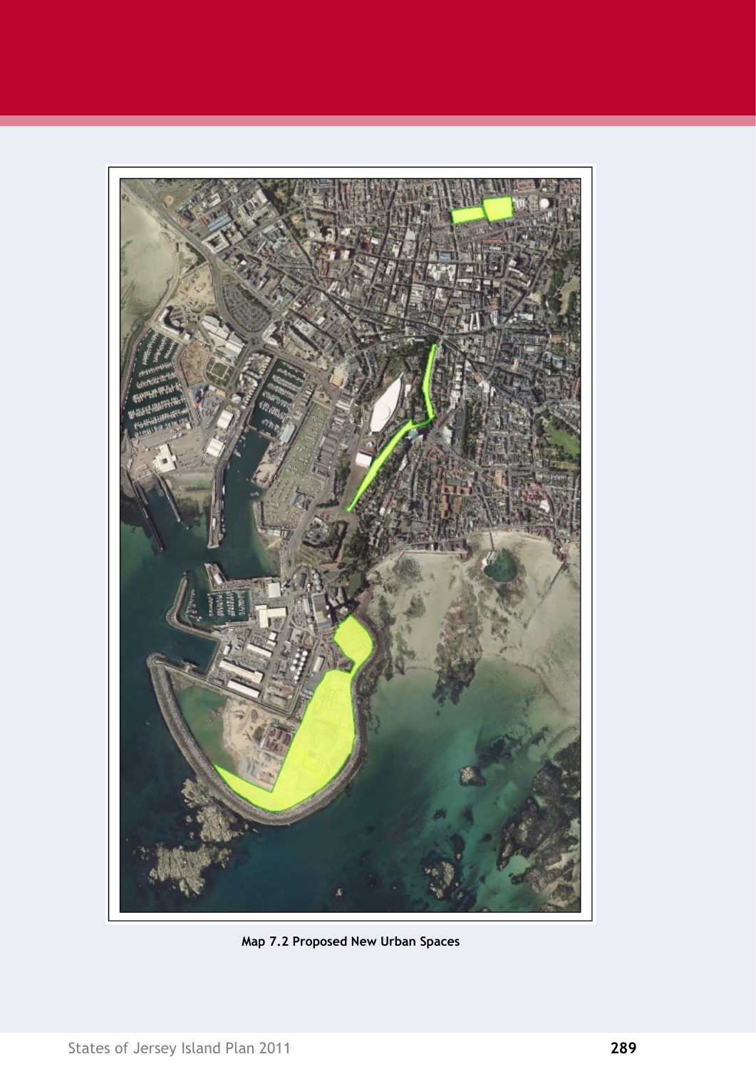Map 7.2 Proposed New Urban Spaces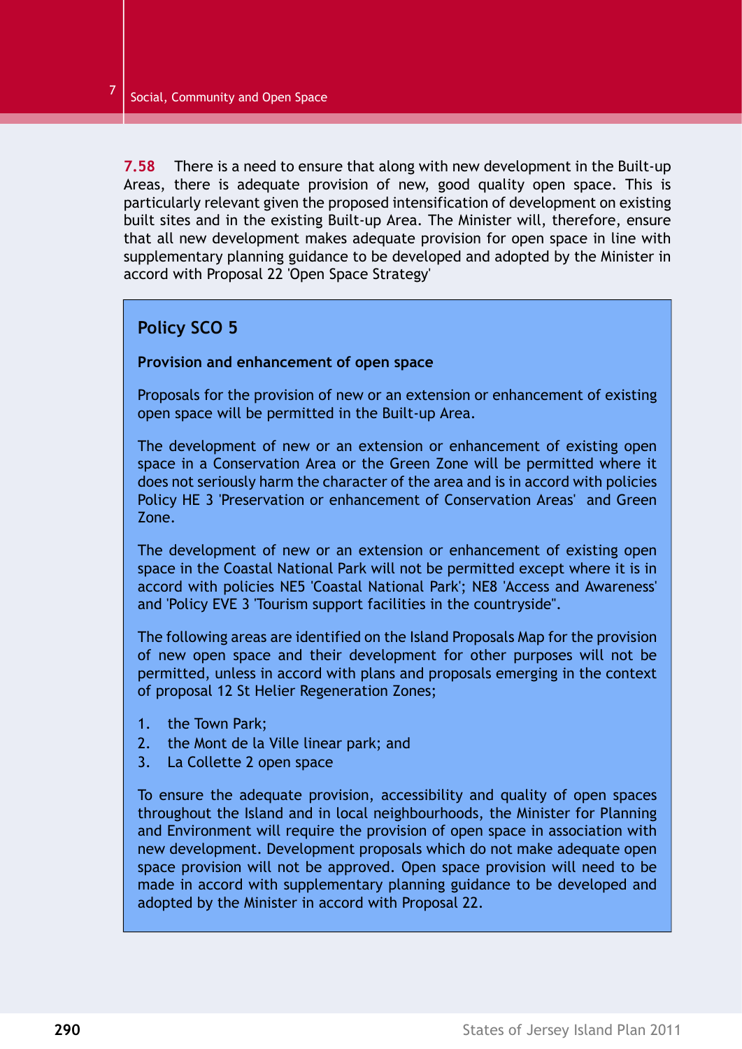**7.58** There is a need to ensure that along with new development in the Built-up Areas, there is adequate provision of new, good quality open space. This is particularly relevant given the proposed intensification of development on existing built sites and in the existing Built-up Area. The Minister will, therefore, ensure that all new development makes adequate provision for open space in line with supplementary planning guidance to be developed and adopted by the Minister in accord with Proposal 22 'Open Space Strategy'

## Policy SCO 5

**Provision and enhancement of open space**

Proposals for the provision of new or an extension or enhancement of existing open space will be permitted in the Built-up Area.

The development of new or an extension or enhancement of existing open space in a Conservation Area or the Green Zone will be permitted where it does not seriously harm the character of the area and is in accord with policies Policy HE 3 'Preservation or enhancement of Conservation Areas' and Green Zone.

The development of new or an extension or enhancement of existing open space in the Coastal National Park will not be permitted except where it is in accord with policies NE5 'Coastal National Park'; NE8 'Access and Awareness' and 'Policy EVE 3 'Tourism support facilities in the countryside".

The following areas are identified on the Island Proposals Map for the provision of new open space and their development for other purposes will not be permitted, unless in accord with plans and proposals emerging in the context of proposal 12 St Helier Regeneration Zones;

1. the Town Park;
2. the Mont de la Ville linear park; and
3. La Collette 2 open space

To ensure the adequate provision, accessibility and quality of open spaces throughout the Island and in local neighbourhoods, the Minister for Planning and Environment will require the provision of open space in association with new development. Development proposals which do not make adequate open space provision will not be approved. Open space provision will need to be made in accord with supplementary planning guidance to be developed and adopted by the Minister in accord with Proposal 22.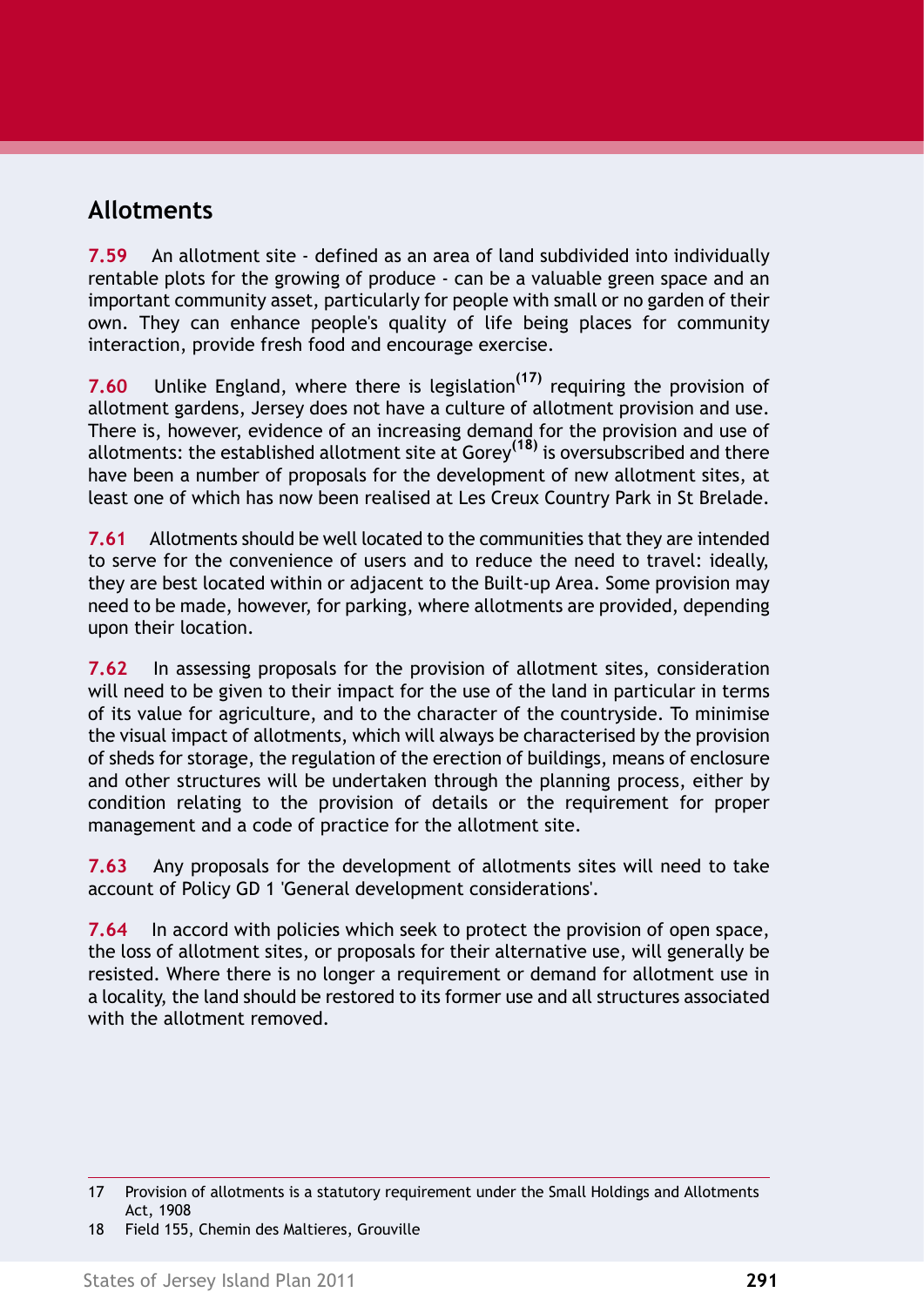## Allotments

**7.59** An allotment site - defined as an area of land subdivided into individually rentable plots for the growing of produce - can be a valuable green space and an important community asset, particularly for people with small or no garden of their own. They can enhance people's quality of life being places for community interaction, provide fresh food and encourage exercise.

**7.60** Unlike England, where there is legislation[17] requiring the provision of allotment gardens, Jersey does not have a culture of allotment provision and use. There is, however, evidence of an increasing demand for the provision and use of allotments: the established allotment site at Gorey[18] is oversubscribed and there have been a number of proposals for the development of new allotment sites, at least one of which has now been realised at Les Creux Country Park in St Brelade.

**7.61** Allotments should be well located to the communities that they are intended to serve for the convenience of users and to reduce the need to travel: ideally, they are best located within or adjacent to the Built-up Area. Some provision may need to be made, however, for parking, where allotments are provided, depending upon their location.

**7.62** In assessing proposals for the provision of allotment sites, consideration will need to be given to their impact for the use of the land in particular in terms of its value for agriculture, and to the character of the countryside. To minimise the visual impact of allotments, which will always be characterised by the provision of sheds for storage, the regulation of the erection of buildings, means of enclosure and other structures will be undertaken through the planning process, either by condition relating to the provision of details or the requirement for proper management and a code of practice for the allotment site.

**7.63** Any proposals for the development of allotments sites will need to take account of Policy GD 1 'General development considerations'.

**7.64** In accord with policies which seek to protect the provision of open space, the loss of allotment sites, or proposals for their alternative use, will generally be resisted. Where there is no longer a requirement or demand for allotment use in a locality, the land should be restored to its former use and all structures associated with the allotment removed.

---

17 Provision of allotments is a statutory requirement under the Small Holdings and Allotments Act, 1908

18 Field 155, Chemin des Maltieres, Grouville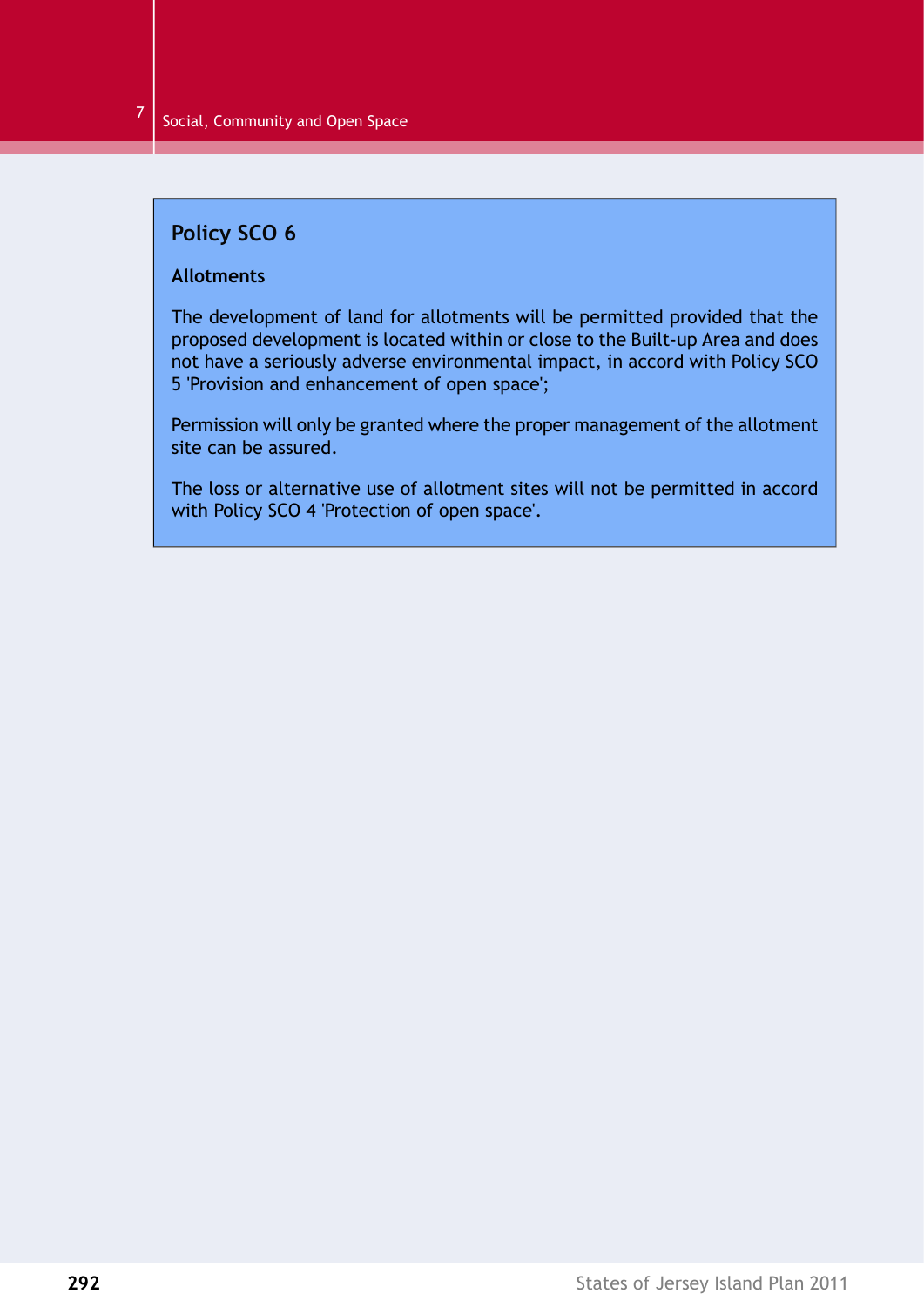**Policy SCO 6**

**Allotments**

The development of land for allotments will be permitted provided that the proposed development is located within or close to the Built-up Area and does not have a seriously adverse environmental impact, in accord with Policy SCO 5 'Provision and enhancement of open space';

Permission will only be granted where the proper management of the allotment site can be assured.

The loss or alternative use of allotment sites will not be permitted in accord with Policy SCO 4 'Protection of open space'.